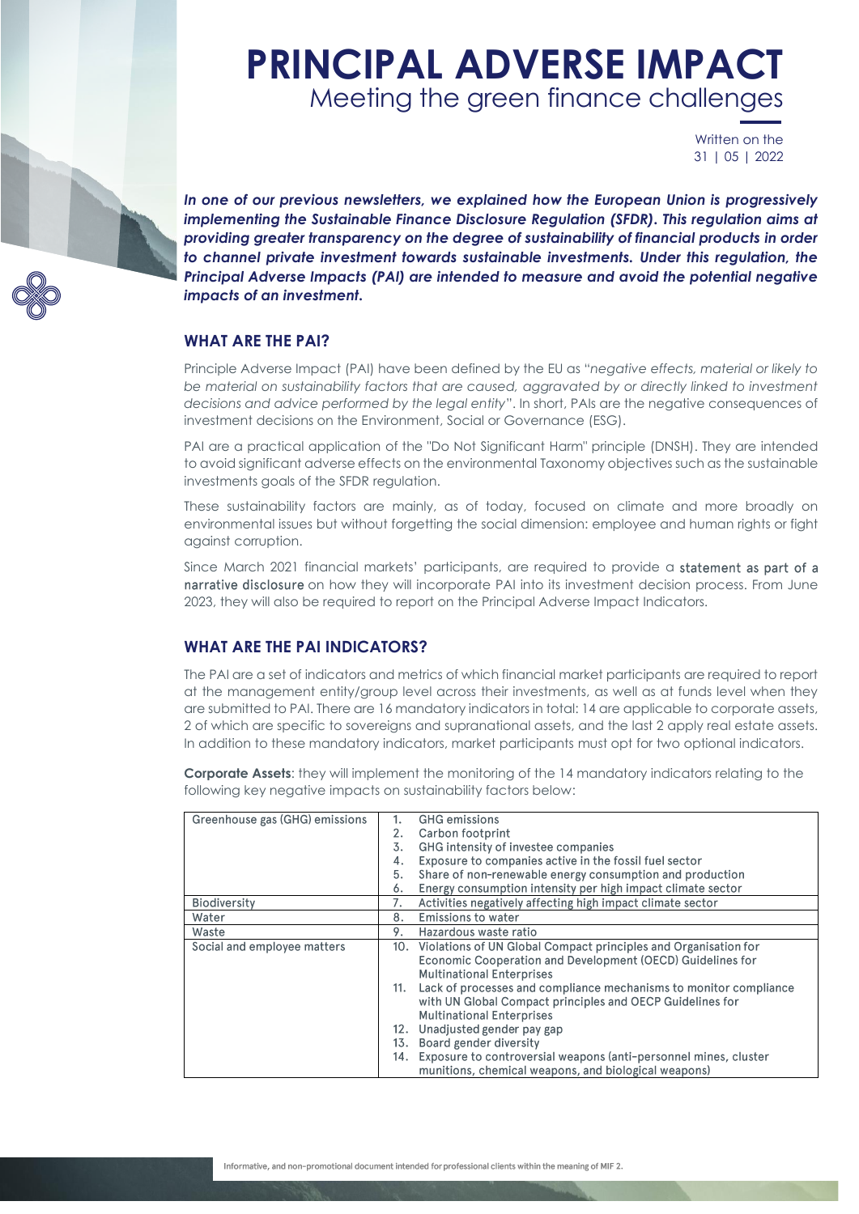# PRINCIPAL ADVERSE IMPACT

## Meeting the green finance challenges

Written on the
31 | 05 | 2022

***In one of our previous newsletters, we explained how the European Union is progressively implementing the Sustainable Finance Disclosure Regulation (SFDR). This regulation aims at providing greater transparency on the degree of sustainability of financial products in order to channel private investment towards sustainable investments. Under this regulation, the Principal Adverse Impacts (PAI) are intended to measure and avoid the potential negative impacts of an investment.***

### WHAT ARE THE PAI?

Principle Adverse Impact (PAI) have been defined by the EU as "*negative effects, material or likely to be material on sustainability factors that are caused, aggravated by or directly linked to investment decisions and advice performed by the legal entity*". In short, PAIs are the negative consequences of investment decisions on the Environment, Social or Governance (ESG).

PAI are a practical application of the "Do Not Significant Harm" principle (DNSH). They are intended to avoid significant adverse effects on the environmental Taxonomy objectives such as the sustainable investments goals of the SFDR regulation.

These sustainability factors are mainly, as of today, focused on climate and more broadly on environmental issues but without forgetting the social dimension: employee and human rights or fight against corruption.

Since March 2021 financial markets' participants, are required to provide a statement as part of a narrative disclosure on how they will incorporate PAI into its investment decision process. From June 2023, they will also be required to report on the Principal Adverse Impact Indicators.

### WHAT ARE THE PAI INDICATORS?

The PAI are a set of indicators and metrics of which financial market participants are required to report at the management entity/group level across their investments, as well as at funds level when they are submitted to PAI. There are 16 mandatory indicators in total: 14 are applicable to corporate assets, 2 of which are specific to sovereigns and supranational assets, and the last 2 apply real estate assets. In addition to these mandatory indicators, market participants must opt for two optional indicators.

**Corporate Assets**: they will implement the monitoring of the 14 mandatory indicators relating to the following key negative impacts on sustainability factors below:

| | |
|---|---|
| Greenhouse gas (GHG) emissions | 1. GHG emissions<br>2. Carbon footprint<br>3. GHG intensity of investee companies<br>4. Exposure to companies active in the fossil fuel sector<br>5. Share of non-renewable energy consumption and production<br>6. Energy consumption intensity per high impact climate sector |
| Biodiversity | 7. Activities negatively affecting high impact climate sector |
| Water | 8. Emissions to water |
| Waste | 9. Hazardous waste ratio |
| Social and employee matters | 10. Violations of UN Global Compact principles and Organisation for Economic Cooperation and Development (OECD) Guidelines for Multinational Enterprises<br>11. Lack of processes and compliance mechanisms to monitor compliance with UN Global Compact principles and OECP Guidelines for Multinational Enterprises<br>12. Unadjusted gender pay gap<br>13. Board gender diversity<br>14. Exposure to controversial weapons (anti-personnel mines, cluster munitions, chemical weapons, and biological weapons) |

Informative, and non-promotional document intended for professional clients within the meaning of MIF 2.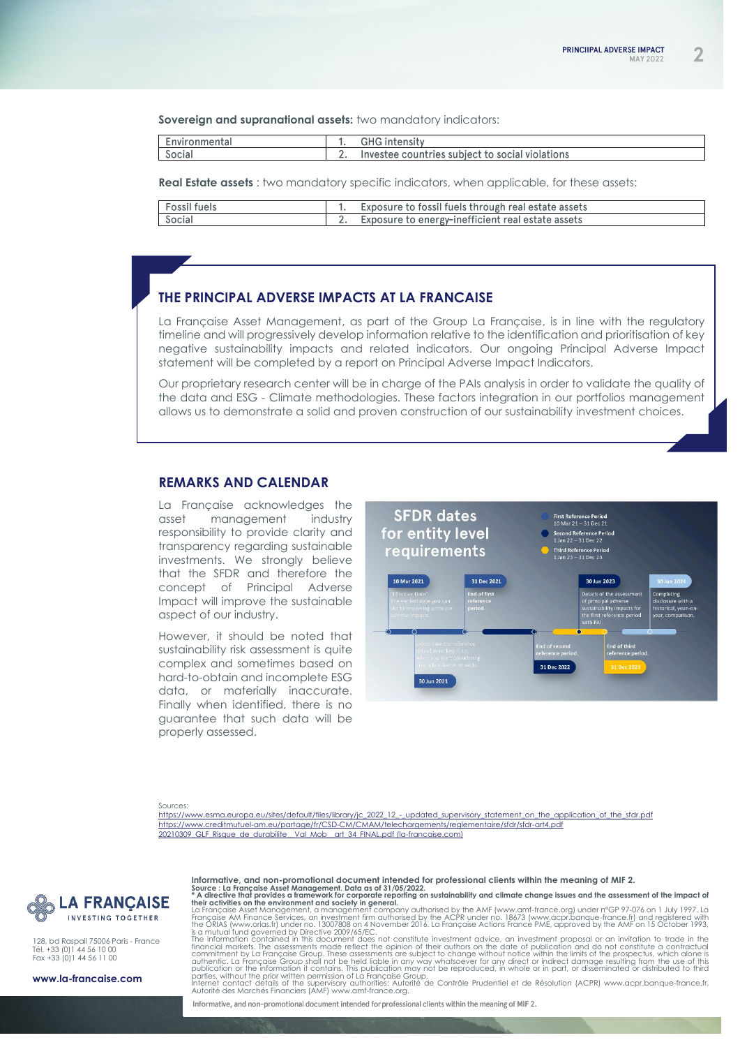**Sovereign and supranational assets:** two mandatory indicators:

| | |
|---|---|
| Environmental | 1. GHG intensity |
| Social | 2. Investee countries subject to social violations |

**Real Estate assets** : two mandatory specific indicators, when applicable, for these assets:

| | |
|---|---|
| Fossil fuels | 1. Exposure to fossil fuels through real estate assets |
| Social | 2. Exposure to energy-inefficient real estate assets |

## THE PRINCIPAL ADVERSE IMPACTS AT LA FRANCAISE

La Française Asset Management, as part of the Group La Française, is in line with the regulatory timeline and will progressively develop information relative to the identification and prioritisation of key negative sustainability impacts and related indicators. Our ongoing Principal Adverse Impact statement will be completed by a report on Principal Adverse Impact Indicators.

Our proprietary research center will be in charge of the PAIs analysis in order to validate the quality of the data and ESG - Climate methodologies. These factors integration in our portfolios management allows us to demonstrate a solid and proven construction of our sustainability investment choices.

## REMARKS AND CALENDAR

La Française acknowledges the asset management industry responsibility to provide clarity and transparency regarding sustainable investments. We strongly believe that the SFDR and therefore the concept of Principal Adverse Impact will improve the sustainable aspect of our industry.

However, it should be noted that sustainability risk assessment is quite complex and sometimes based on hard-to-obtain and incomplete ESG data, or materially inaccurate. Finally when identified, there is no guarantee that such data will be properly assessed.

SFDR dates for entity level requirements

First Reference Period 10 Mar 21 – 31 Dec 21

Second Reference Period 1 Jan 22 – 31 Dec 22

Third Reference Period 1 Jan 23 – 31 Dec 23

10 Mar 2021 "Effective Date". The earliest date you can start considering principle adverse impacts.

30 Jun 2021 Latest date the reference period must begin, i.e. when you start considering principle adverse impacts.

31 Dec 2021 End of first reference period.

31 Dec 2022 End of second reference period.

30 Jun 2023 Details of the assessment of principal adverse sustainability impacts for the first reference period with PAI.

31 Dec 2023 End of third reference period.

30 Jun 2024 Completing disclosure with a historical, year-on-year, comparison.

Sources:
https://www.esma.europa.eu/sites/default/files/library/jc_2022_12_-_updated_supervisory_statement_on_the_application_of_the_sfdr.pdf
https://www.creditmutuel-am.eu/partage/fr/CSD-CM/CMAM/telechargements/reglementaire/sfdr/sfdr-art4.pdf
20210309_GLF_Risque_de_durabilite__Val_Mob__art_34_FINAL.pdf (la-francaise.com)

LA FRANÇAISE
INVESTING TOGETHER

128, bd Raspail 75006 Paris - France
Tél. +33 (0)1 44 56 10 00
Fax +33 (0)1 44 56 11 00

**www.la-francaise.com**

**Informative, and non-promotional document intended for professional clients within the meaning of MIF 2.**
**Source : La Française Asset Management. Data as of 31/05/2022.**
**\* A directive that provides a framework for corporate reporting on sustainability and climate change issues and the assessment of the impact of their activities on the environment and society in general.**
La Française Asset Management, a management company authorised by the AMF (www.amf-france.org) under n°GP 97-076 on 1 July 1997. La Française AM Finance Services, an investment firm authorised by the ACPR under no. 18673 (www.acpr.banque-france.fr) and registered with the ORIAS (www.orias.fr) under no. 13007808 on 4 November 2016. La Française Actions France PME, approved by the AMF on 15 October 1993, is a mutual fund governed by Directive 2009/65/EC.
The information contained in this document does not constitute investment advice, an investment proposal or an invitation to trade in the financial markets. The assessments made reflect the opinion of their authors on the date of publication and do not constitute a contractual commitment by La Française Group. These assessments are subject to change without notice within the limits of the prospectus, which alone is authentic. La Française Group shall not be held liable in any way whatsoever for any direct or indirect damage resulting from the use of this publication or the information it contains. This publication may not be reproduced, in whole or in part, or disseminated or distributed to third parties, without the prior written permission of La Française Group.
Internet contact details of the supervisory authorities: Autorité de Contrôle Prudentiel et de Résolution (ACPR) www.acpr.banque-france.fr, Autorité des Marchés Financiers (AMF) www.amf-france.org.

Informative, and non-promotional document intended for professional clients within the meaning of MIF 2.